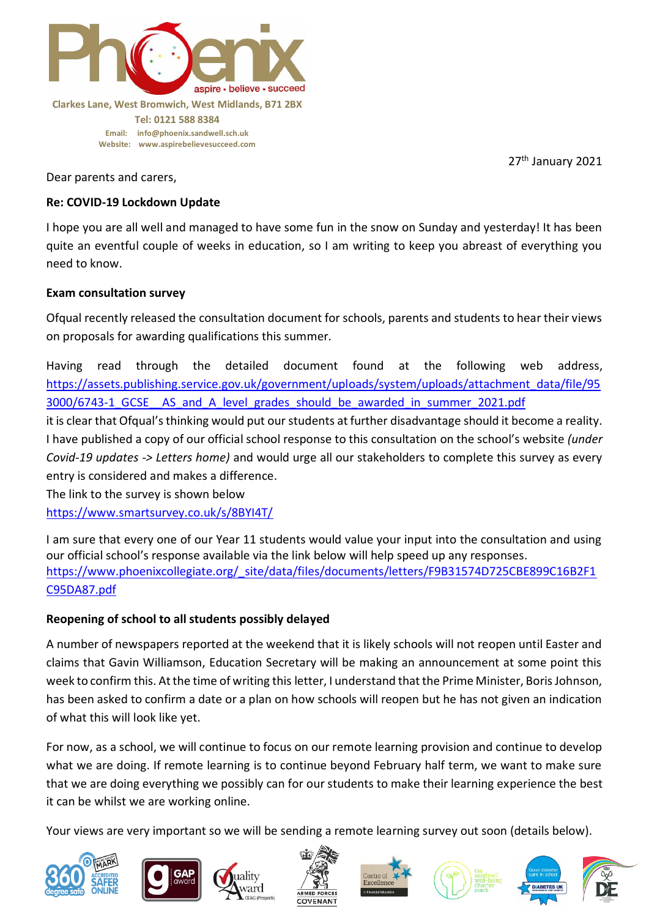Clarkes Lane, West Bromwich, West Midlands, B71 2BX
Tel: 0121 588 8384
Email: info@phoenix.sandwell.sch.uk
Website: www.aspirebelievesucceed.com

27th January 2021

Dear parents and carers,

**Re: COVID-19 Lockdown Update**

I hope you are all well and managed to have some fun in the snow on Sunday and yesterday! It has been quite an eventful couple of weeks in education, so I am writing to keep you abreast of everything you need to know.

**Exam consultation survey**

Ofqual recently released the consultation document for schools, parents and students to hear their views on proposals for awarding qualifications this summer.

Having read through the detailed document found at the following web address, https://assets.publishing.service.gov.uk/government/uploads/system/uploads/attachment_data/file/953000/6743-1_GCSE__AS_and_A_level_grades_should_be_awarded_in_summer_2021.pdf
it is clear that Ofqual's thinking would put our students at further disadvantage should it become a reality. I have published a copy of our official school response to this consultation on the school's website *(under Covid-19 updates -> Letters home)* and would urge all our stakeholders to complete this survey as every entry is considered and makes a difference.
The link to the survey is shown below
https://www.smartsurvey.co.uk/s/8BYI4T/

I am sure that every one of our Year 11 students would value your input into the consultation and using our official school's response available via the link below will help speed up any responses.
https://www.phoenixcollegiate.org/_site/data/files/documents/letters/F9B31574D725CBE899C16B2F1C95DA87.pdf

**Reopening of school to all students possibly delayed**

A number of newspapers reported at the weekend that it is likely schools will not reopen until Easter and claims that Gavin Williamson, Education Secretary will be making an announcement at some point this week to confirm this. At the time of writing this letter, I understand that the Prime Minister, Boris Johnson, has been asked to confirm a date or a plan on how schools will reopen but he has not given an indication of what this will look like yet.

For now, as a school, we will continue to focus on our remote learning provision and continue to develop what we are doing. If remote learning is to continue beyond February half term, we want to make sure that we are doing everything we possibly can for our students to make their learning experience the best it can be whilst we are working online.

Your views are very important so we will be sending a remote learning survey out soon (details below).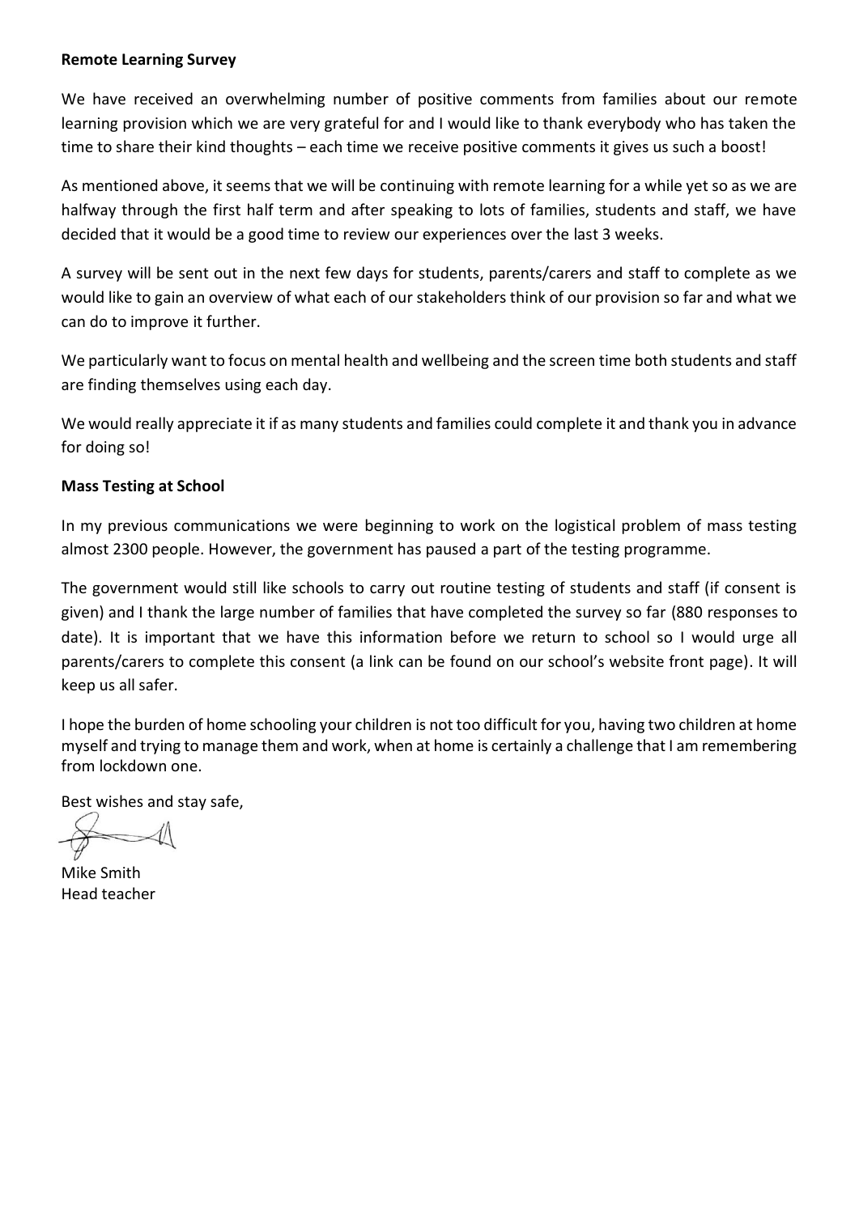**Remote Learning Survey**

We have received an overwhelming number of positive comments from families about our remote learning provision which we are very grateful for and I would like to thank everybody who has taken the time to share their kind thoughts – each time we receive positive comments it gives us such a boost!

As mentioned above, it seems that we will be continuing with remote learning for a while yet so as we are halfway through the first half term and after speaking to lots of families, students and staff, we have decided that it would be a good time to review our experiences over the last 3 weeks.

A survey will be sent out in the next few days for students, parents/carers and staff to complete as we would like to gain an overview of what each of our stakeholders think of our provision so far and what we can do to improve it further.

We particularly want to focus on mental health and wellbeing and the screen time both students and staff are finding themselves using each day.

We would really appreciate it if as many students and families could complete it and thank you in advance for doing so!

**Mass Testing at School**

In my previous communications we were beginning to work on the logistical problem of mass testing almost 2300 people. However, the government has paused a part of the testing programme.

The government would still like schools to carry out routine testing of students and staff (if consent is given) and I thank the large number of families that have completed the survey so far (880 responses to date). It is important that we have this information before we return to school so I would urge all parents/carers to complete this consent (a link can be found on our school's website front page). It will keep us all safer.

I hope the burden of home schooling your children is not too difficult for you, having two children at home myself and trying to manage them and work, when at home is certainly a challenge that I am remembering from lockdown one.

Best wishes and stay safe,

Mike Smith
Head teacher